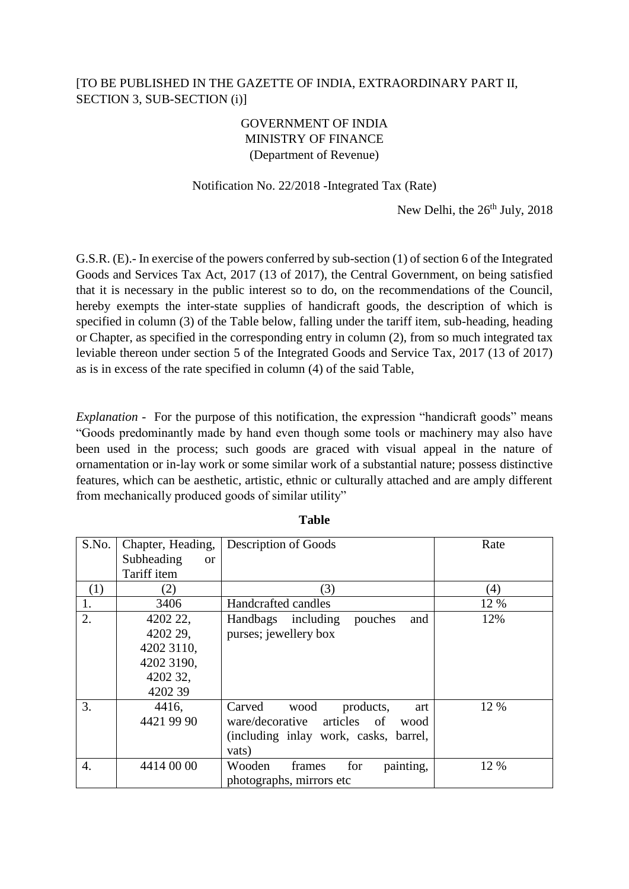[TO BE PUBLISHED IN THE GAZETTE OF INDIA, EXTRAORDINARY PART II, SECTION 3, SUB-SECTION (i)]

GOVERNMENT OF INDIA
MINISTRY OF FINANCE
(Department of Revenue)

Notification No. 22/2018 -Integrated Tax (Rate)

New Delhi, the 26th July, 2018

G.S.R. (E).- In exercise of the powers conferred by sub-section (1) of section 6 of the Integrated Goods and Services Tax Act, 2017 (13 of 2017), the Central Government, on being satisfied that it is necessary in the public interest so to do, on the recommendations of the Council, hereby exempts the inter-state supplies of handicraft goods, the description of which is specified in column (3) of the Table below, falling under the tariff item, sub-heading, heading or Chapter, as specified in the corresponding entry in column (2), from so much integrated tax leviable thereon under section 5 of the Integrated Goods and Service Tax, 2017 (13 of 2017) as is in excess of the rate specified in column (4) of the said Table,

*Explanation* - For the purpose of this notification, the expression "handicraft goods" means "Goods predominantly made by hand even though some tools or machinery may also have been used in the process; such goods are graced with visual appeal in the nature of ornamentation or in-lay work or some similar work of a substantial nature; possess distinctive features, which can be aesthetic, artistic, ethnic or culturally attached and are amply different from mechanically produced goods of similar utility"

**Table**

| S.No. | Chapter, Heading, Subheading or Tariff item | Description of Goods | Rate |
|---|---|---|---|
| (1) | (2) | (3) | (4) |
| 1. | 3406 | Handcrafted candles | 12 % |
| 2. | 4202 22, 4202 29, 4202 3110, 4202 3190, 4202 32, 4202 39 | Handbags including pouches and purses; jewellery box | 12% |
| 3. | 4416, 4421 99 90 | Carved wood products, art ware/decorative articles of wood (including inlay work, casks, barrel, vats) | 12 % |
| 4. | 4414 00 00 | Wooden frames for painting, photographs, mirrors etc | 12 % |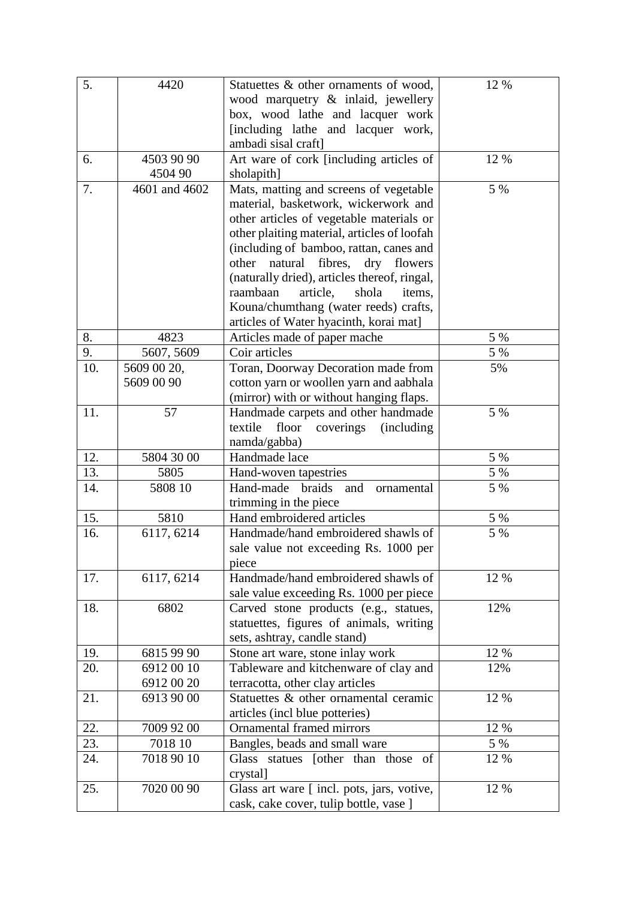| 5. | 4420 | Statuettes & other ornaments of wood, wood marquetry & inlaid, jewellery box, wood lathe and lacquer work [including lathe and lacquer work, ambadi sisal craft] | 12 % |
|---|---|---|---|
| 6. | 4503 90 90<br>4504 90 | Art ware of cork [including articles of sholapith] | 12 % |
| 7. | 4601 and 4602 | Mats, matting and screens of vegetable material, basketwork, wickerwork and other articles of vegetable materials or other plaiting material, articles of loofah (including of bamboo, rattan, canes and other natural fibres, dry flowers (naturally dried), articles thereof, ringal, raambaan article, shola items, Kouna/chumthang (water reeds) crafts, articles of Water hyacinth, korai mat] | 5 % |
| 8. | 4823 | Articles made of paper mache | 5 % |
| 9. | 5607, 5609 | Coir articles | 5 % |
| 10. | 5609 00 20,<br>5609 00 90 | Toran, Doorway Decoration made from cotton yarn or woollen yarn and aabhala (mirror) with or without hanging flaps. | 5% |
| 11. | 57 | Handmade carpets and other handmade textile floor coverings (including namda/gabba) | 5 % |
| 12. | 5804 30 00 | Handmade lace | 5 % |
| 13. | 5805 | Hand-woven tapestries | 5 % |
| 14. | 5808 10 | Hand-made braids and ornamental trimming in the piece | 5 % |
| 15. | 5810 | Hand embroidered articles | 5 % |
| 16. | 6117, 6214 | Handmade/hand embroidered shawls of sale value not exceeding Rs. 1000 per piece | 5 % |
| 17. | 6117, 6214 | Handmade/hand embroidered shawls of sale value exceeding Rs. 1000 per piece | 12 % |
| 18. | 6802 | Carved stone products (e.g., statues, statuettes, figures of animals, writing sets, ashtray, candle stand) | 12% |
| 19. | 6815 99 90 | Stone art ware, stone inlay work | 12 % |
| 20. | 6912 00 10<br>6912 00 20 | Tableware and kitchenware of clay and terracotta, other clay articles | 12% |
| 21. | 6913 90 00 | Statuettes & other ornamental ceramic articles (incl blue potteries) | 12 % |
| 22. | 7009 92 00 | Ornamental framed mirrors | 12 % |
| 23. | 7018 10 | Bangles, beads and small ware | 5 % |
| 24. | 7018 90 10 | Glass statues [other than those of crystal] | 12 % |
| 25. | 7020 00 90 | Glass art ware [ incl. pots, jars, votive, cask, cake cover, tulip bottle, vase ] | 12 % |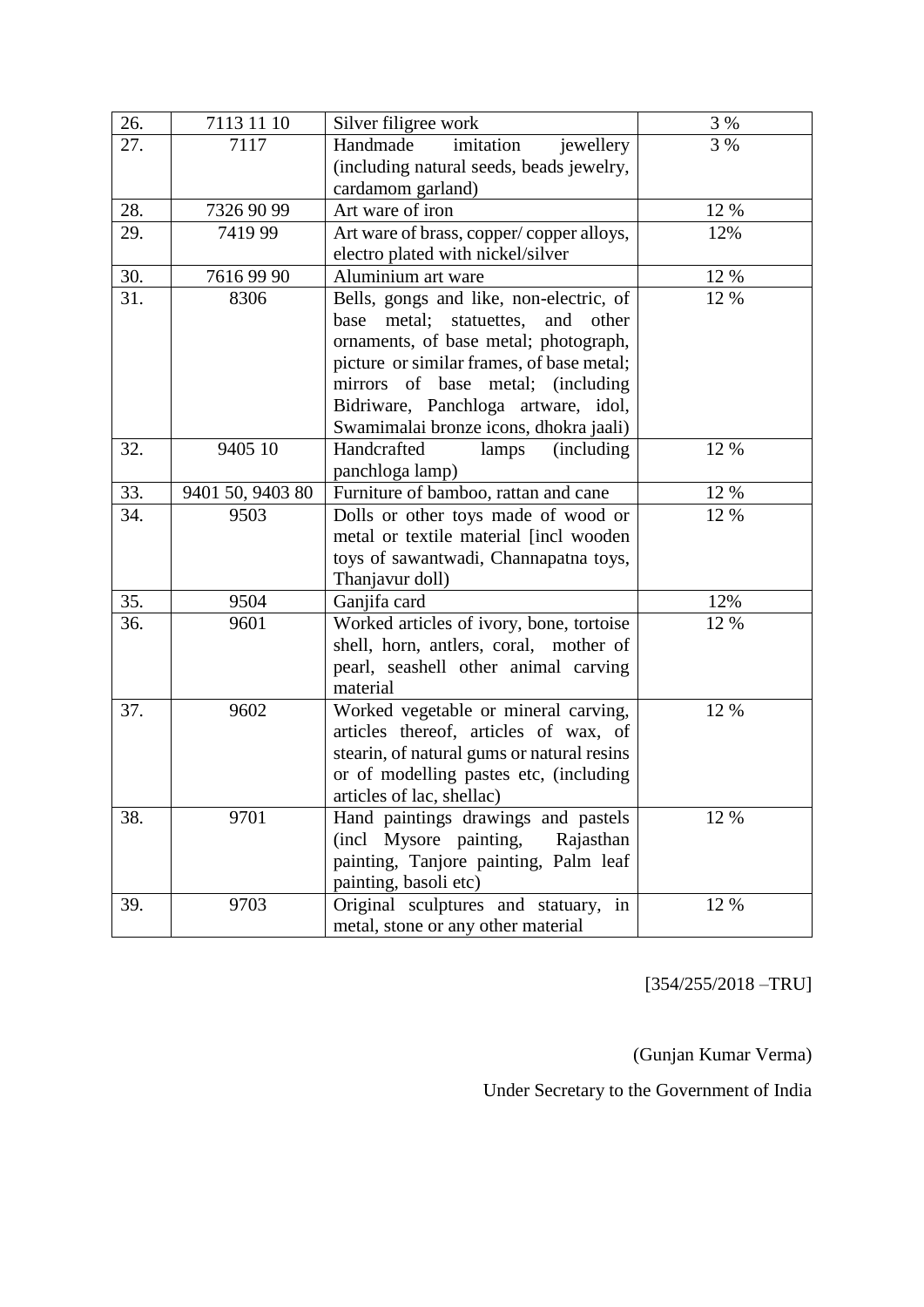| | | | |
|---|---|---|---|
| 26. | 7113 11 10 | Silver filigree work | 3 % |
| 27. | 7117 | Handmade imitation jewellery (including natural seeds, beads jewelry, cardamom garland) | 3 % |
| 28. | 7326 90 99 | Art ware of iron | 12 % |
| 29. | 7419 99 | Art ware of brass, copper/ copper alloys, electro plated with nickel/silver | 12% |
| 30. | 7616 99 90 | Aluminium art ware | 12 % |
| 31. | 8306 | Bells, gongs and like, non-electric, of base metal; statuettes, and other ornaments, of base metal; photograph, picture or similar frames, of base metal; mirrors of base metal; (including Bidriware, Panchloga artware, idol, Swamimalai bronze icons, dhokra jaali) | 12 % |
| 32. | 9405 10 | Handcrafted lamps (including panchloga lamp) | 12 % |
| 33. | 9401 50, 9403 80 | Furniture of bamboo, rattan and cane | 12 % |
| 34. | 9503 | Dolls or other toys made of wood or metal or textile material [incl wooden toys of sawantwadi, Channapatna toys, Thanjavur doll) | 12 % |
| 35. | 9504 | Ganjifa card | 12% |
| 36. | 9601 | Worked articles of ivory, bone, tortoise shell, horn, antlers, coral, mother of pearl, seashell other animal carving material | 12 % |
| 37. | 9602 | Worked vegetable or mineral carving, articles thereof, articles of wax, of stearin, of natural gums or natural resins or of modelling pastes etc, (including articles of lac, shellac) | 12 % |
| 38. | 9701 | Hand paintings drawings and pastels (incl Mysore painting, Rajasthan painting, Tanjore painting, Palm leaf painting, basoli etc) | 12 % |
| 39. | 9703 | Original sculptures and statuary, in metal, stone or any other material | 12 % |

[354/255/2018 –TRU]

(Gunjan Kumar Verma)

Under Secretary to the Government of India